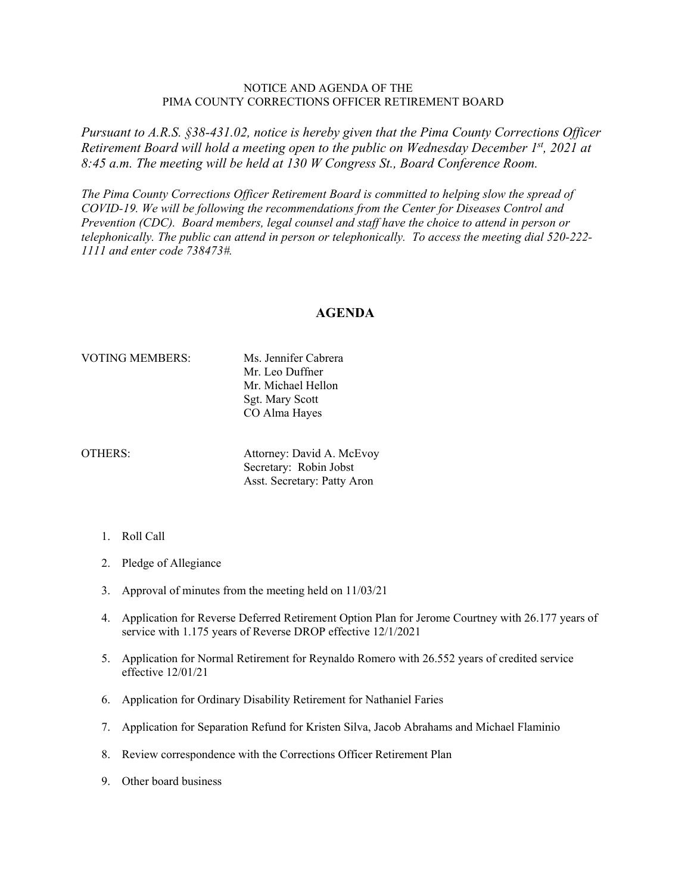NOTICE AND AGENDA OF THE
PIMA COUNTY CORRECTIONS OFFICER RETIREMENT BOARD

*Pursuant to A.R.S. §38-431.02, notice is hereby given that the Pima County Corrections Officer Retirement Board will hold a meeting open to the public on Wednesday December 1st, 2021 at 8:45 a.m. The meeting will be held at 130 W Congress St., Board Conference Room.*

*The Pima County Corrections Officer Retirement Board is committed to helping slow the spread of COVID-19. We will be following the recommendations from the Center for Diseases Control and Prevention (CDC). Board members, legal counsel and staff have the choice to attend in person or telephonically. The public can attend in person or telephonically. To access the meeting dial 520-222-1111 and enter code 738473#.*

## AGENDA

VOTING MEMBERS:
Ms. Jennifer Cabrera
Mr. Leo Duffner
Mr. Michael Hellon
Sgt. Mary Scott
CO Alma Hayes

OTHERS:
Attorney: David A. McEvoy
Secretary: Robin Jobst
Asst. Secretary: Patty Aron

1. Roll Call
2. Pledge of Allegiance
3. Approval of minutes from the meeting held on 11/03/21
4. Application for Reverse Deferred Retirement Option Plan for Jerome Courtney with 26.177 years of service with 1.175 years of Reverse DROP effective 12/1/2021
5. Application for Normal Retirement for Reynaldo Romero with 26.552 years of credited service effective 12/01/21
6. Application for Ordinary Disability Retirement for Nathaniel Faries
7. Application for Separation Refund for Kristen Silva, Jacob Abrahams and Michael Flaminio
8. Review correspondence with the Corrections Officer Retirement Plan
9. Other board business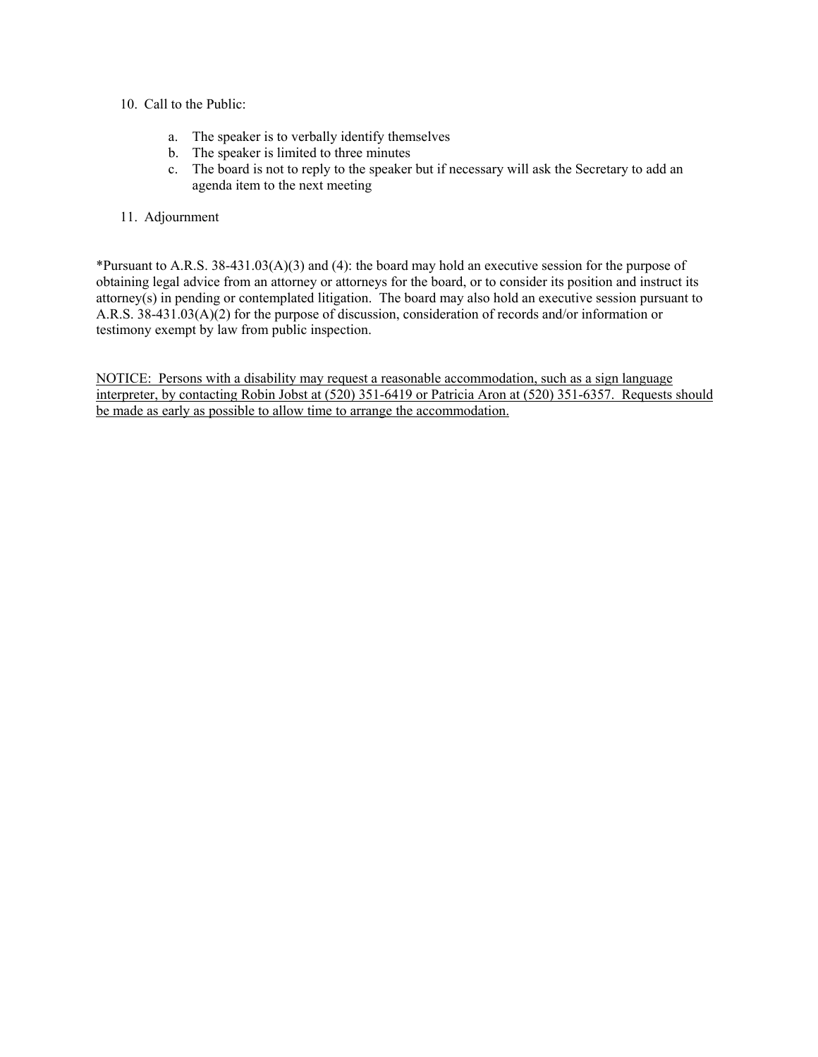10. Call to the Public:

    a. The speaker is to verbally identify themselves
    b. The speaker is limited to three minutes
    c. The board is not to reply to the speaker but if necessary will ask the Secretary to add an agenda item to the next meeting

11. Adjournment

*Pursuant to A.R.S. 38-431.03(A)(3) and (4): the board may hold an executive session for the purpose of obtaining legal advice from an attorney or attorneys for the board, or to consider its position and instruct its attorney(s) in pending or contemplated litigation. The board may also hold an executive session pursuant to A.R.S. 38-431.03(A)(2) for the purpose of discussion, consideration of records and/or information or testimony exempt by law from public inspection.

<u>NOTICE: Persons with a disability may request a reasonable accommodation, such as a sign language interpreter, by contacting Robin Jobst at (520) 351-6419 or Patricia Aron at (520) 351-6357. Requests should be made as early as possible to allow time to arrange the accommodation.</u>